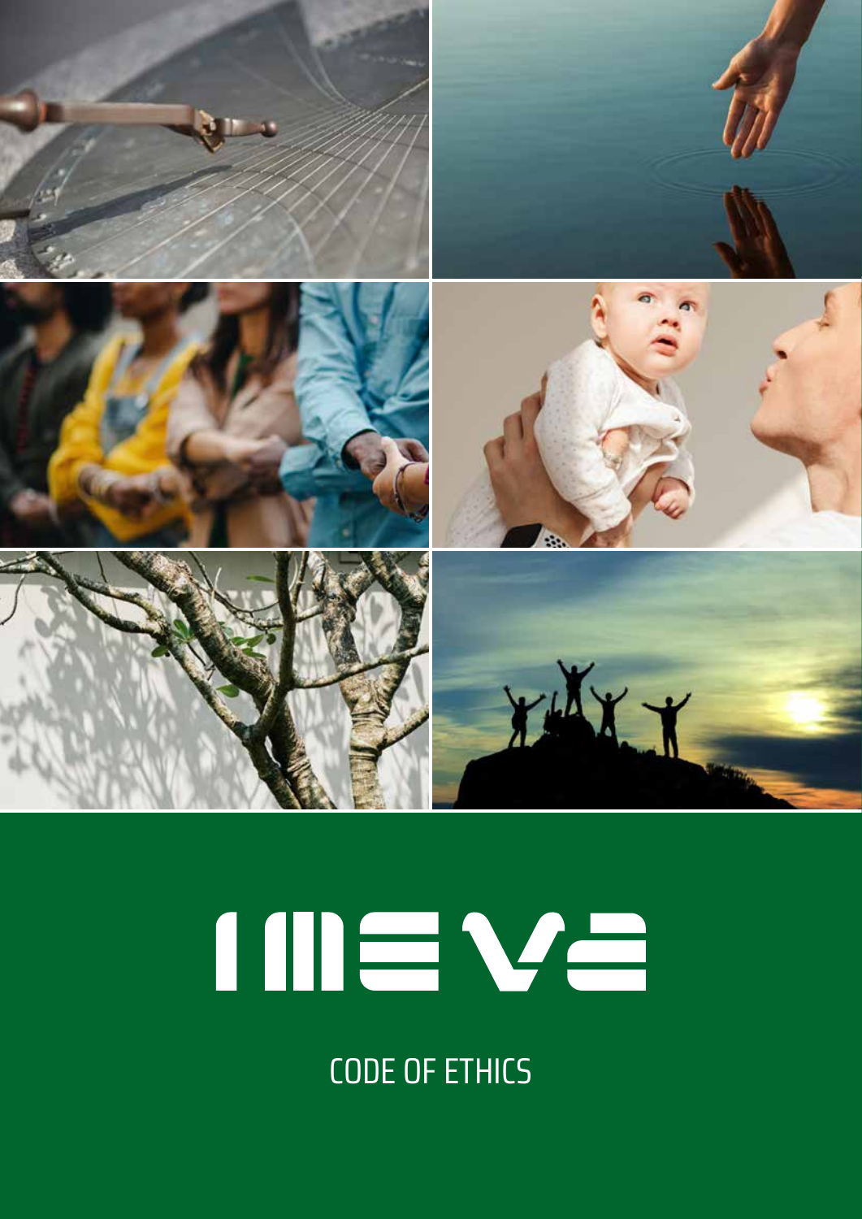# MEVA

## CODE OF ETHICS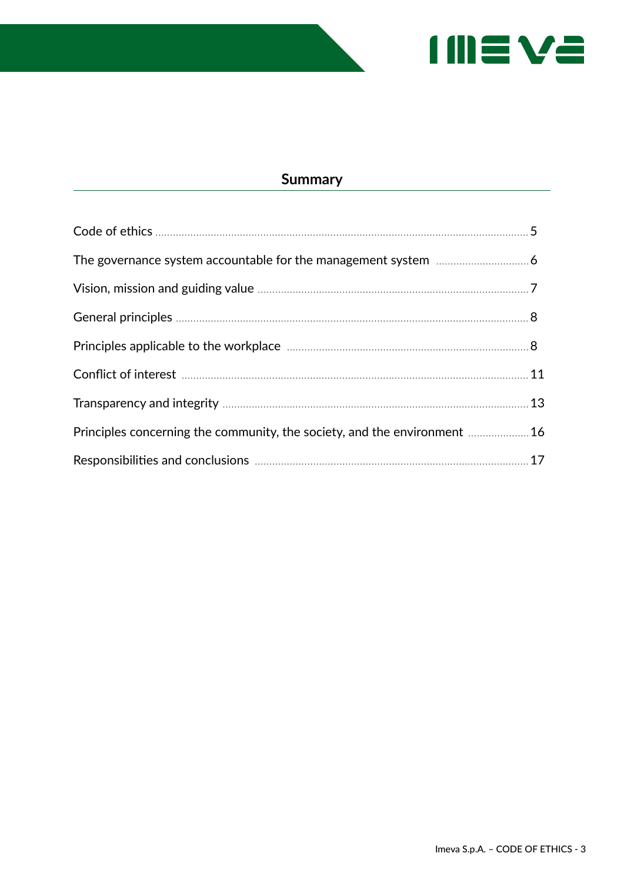## Summary

| | |
|---|---|
| Code of ethics | 5 |
| The governance system accountable for the management system | 6 |
| Vision, mission and guiding value | 7 |
| General principles | 8 |
| Principles applicable to the workplace | 8 |
| Conflict of interest | 11 |
| Transparency and integrity | 13 |
| Principles concerning the community, the society, and the environment | 16 |
| Responsibilities and conclusions | 17 |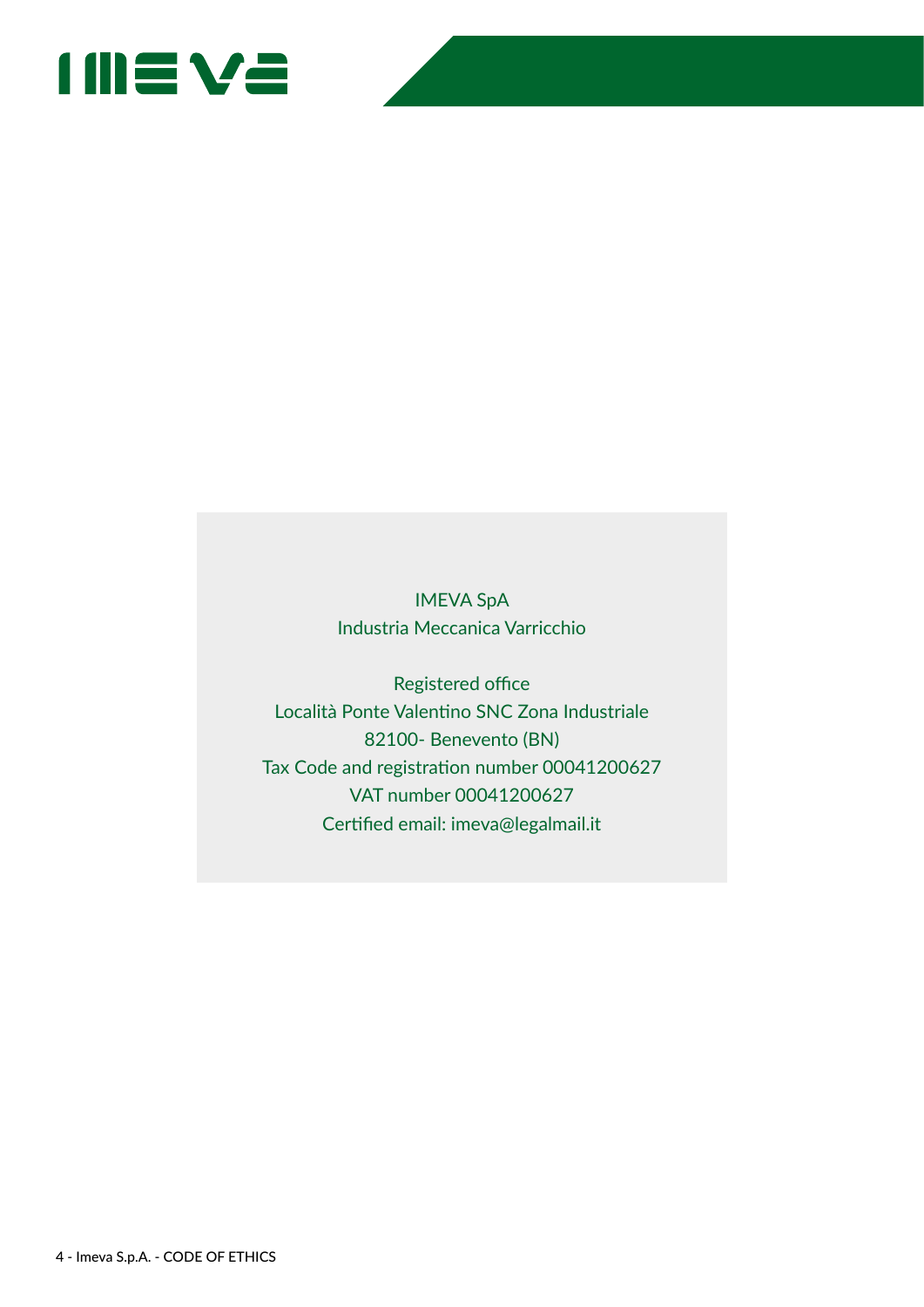IMEVA SpA
Industria Meccanica Varricchio

Registered office
Località Ponte Valentino SNC Zona Industriale
82100- Benevento (BN)
Tax Code and registration number 00041200627
VAT number 00041200627
Certified email: imeva@legalmail.it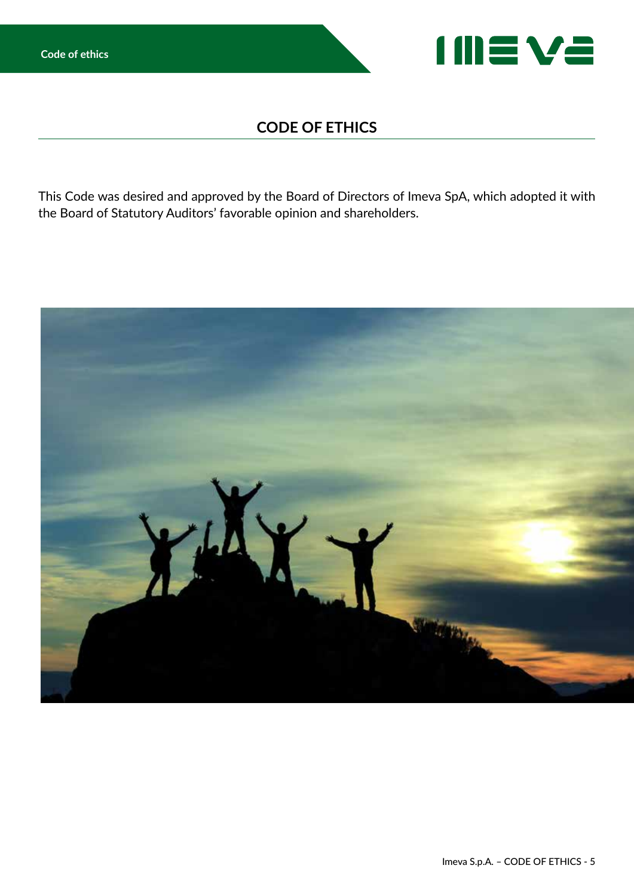# CODE OF ETHICS

This Code was desired and approved by the Board of Directors of Imeva SpA, which adopted it with the Board of Statutory Auditors' favorable opinion and shareholders.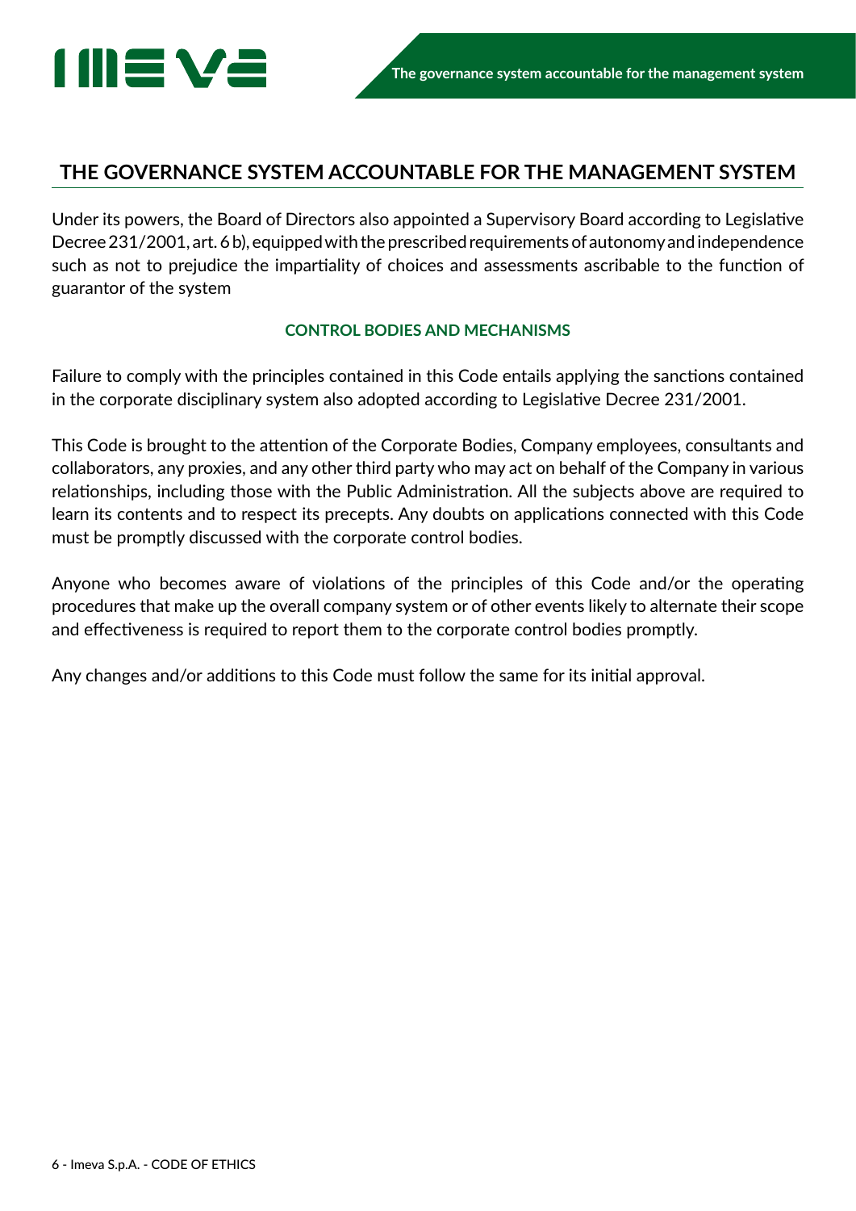## THE GOVERNANCE SYSTEM ACCOUNTABLE FOR THE MANAGEMENT SYSTEM

Under its powers, the Board of Directors also appointed a Supervisory Board according to Legislative Decree 231/2001, art. 6 b), equipped with the prescribed requirements of autonomy and independence such as not to prejudice the impartiality of choices and assessments ascribable to the function of guarantor of the system

### CONTROL BODIES AND MECHANISMS

Failure to comply with the principles contained in this Code entails applying the sanctions contained in the corporate disciplinary system also adopted according to Legislative Decree 231/2001.

This Code is brought to the attention of the Corporate Bodies, Company employees, consultants and collaborators, any proxies, and any other third party who may act on behalf of the Company in various relationships, including those with the Public Administration. All the subjects above are required to learn its contents and to respect its precepts. Any doubts on applications connected with this Code must be promptly discussed with the corporate control bodies.

Anyone who becomes aware of violations of the principles of this Code and/or the operating procedures that make up the overall company system or of other events likely to alternate their scope and effectiveness is required to report them to the corporate control bodies promptly.

Any changes and/or additions to this Code must follow the same for its initial approval.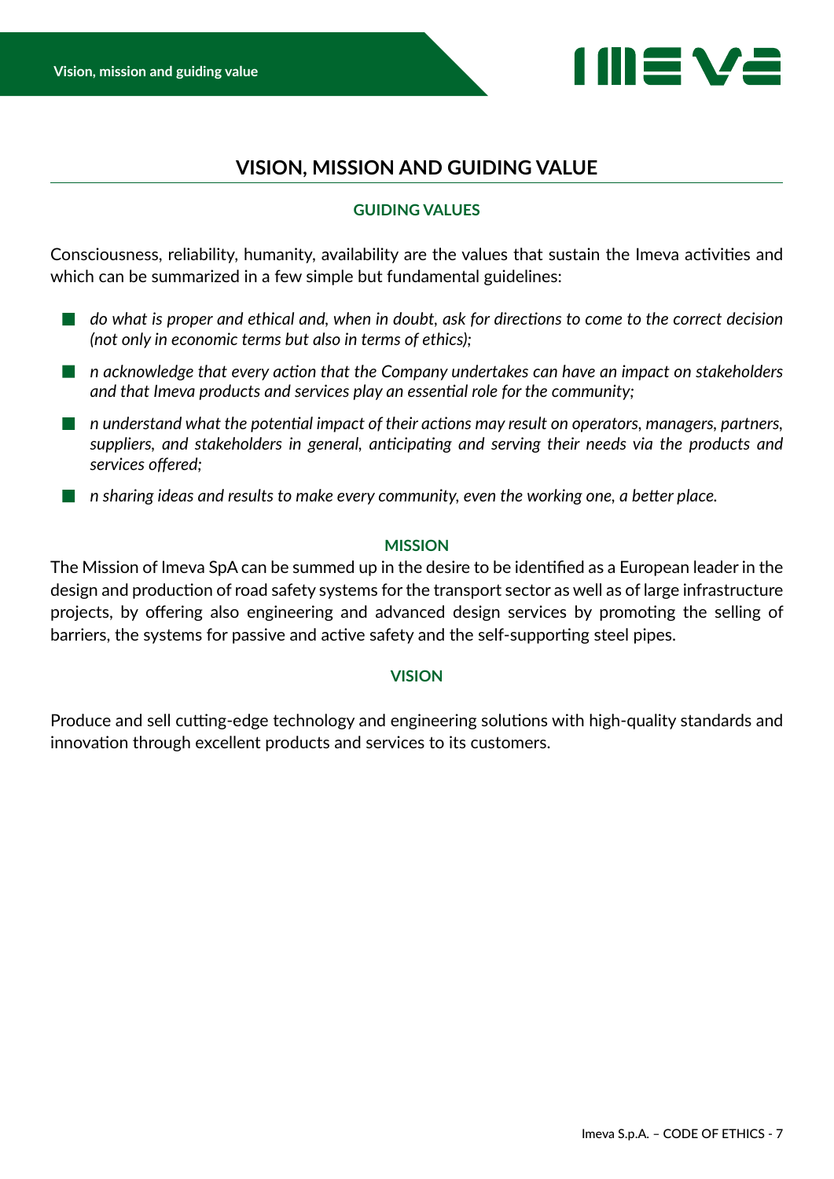# VISION, MISSION AND GUIDING VALUE

## GUIDING VALUES

Consciousness, reliability, humanity, availability are the values that sustain the Imeva activities and which can be summarized in a few simple but fundamental guidelines:

- *do what is proper and ethical and, when in doubt, ask for directions to come to the correct decision (not only in economic terms but also in terms of ethics);*
- *n acknowledge that every action that the Company undertakes can have an impact on stakeholders and that Imeva products and services play an essential role for the community;*
- *n understand what the potential impact of their actions may result on operators, managers, partners, suppliers, and stakeholders in general, anticipating and serving their needs via the products and services offered;*
- *n sharing ideas and results to make every community, even the working one, a better place.*

## MISSION

The Mission of Imeva SpA can be summed up in the desire to be identified as a European leader in the design and production of road safety systems for the transport sector as well as of large infrastructure projects, by offering also engineering and advanced design services by promoting the selling of barriers, the systems for passive and active safety and the self-supporting steel pipes.

## VISION

Produce and sell cutting-edge technology and engineering solutions with high-quality standards and innovation through excellent products and services to its customers.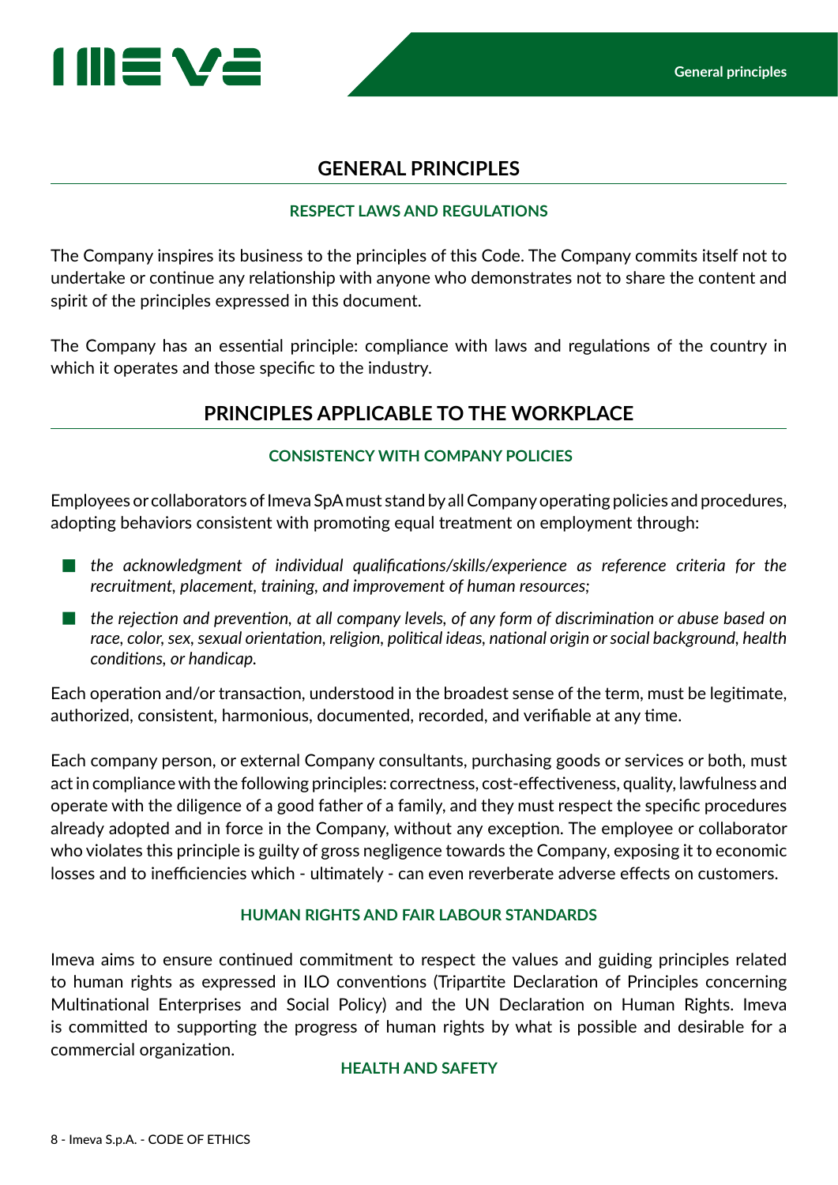# GENERAL PRINCIPLES

### RESPECT LAWS AND REGULATIONS

The Company inspires its business to the principles of this Code. The Company commits itself not to undertake or continue any relationship with anyone who demonstrates not to share the content and spirit of the principles expressed in this document.

The Company has an essential principle: compliance with laws and regulations of the country in which it operates and those specific to the industry.

# PRINCIPLES APPLICABLE TO THE WORKPLACE

### CONSISTENCY WITH COMPANY POLICIES

Employees or collaborators of Imeva SpA must stand by all Company operating policies and procedures, adopting behaviors consistent with promoting equal treatment on employment through:

- *the acknowledgment of individual qualifications/skills/experience as reference criteria for the recruitment, placement, training, and improvement of human resources;*
- *the rejection and prevention, at all company levels, of any form of discrimination or abuse based on race, color, sex, sexual orientation, religion, political ideas, national origin or social background, health conditions, or handicap.*

Each operation and/or transaction, understood in the broadest sense of the term, must be legitimate, authorized, consistent, harmonious, documented, recorded, and verifiable at any time.

Each company person, or external Company consultants, purchasing goods or services or both, must act in compliance with the following principles: correctness, cost-effectiveness, quality, lawfulness and operate with the diligence of a good father of a family, and they must respect the specific procedures already adopted and in force in the Company, without any exception. The employee or collaborator who violates this principle is guilty of gross negligence towards the Company, exposing it to economic losses and to inefficiencies which - ultimately - can even reverberate adverse effects on customers.

### HUMAN RIGHTS AND FAIR LABOUR STANDARDS

Imeva aims to ensure continued commitment to respect the values and guiding principles related to human rights as expressed in ILO conventions (Tripartite Declaration of Principles concerning Multinational Enterprises and Social Policy) and the UN Declaration on Human Rights. Imeva is committed to supporting the progress of human rights by what is possible and desirable for a commercial organization.

### HEALTH AND SAFETY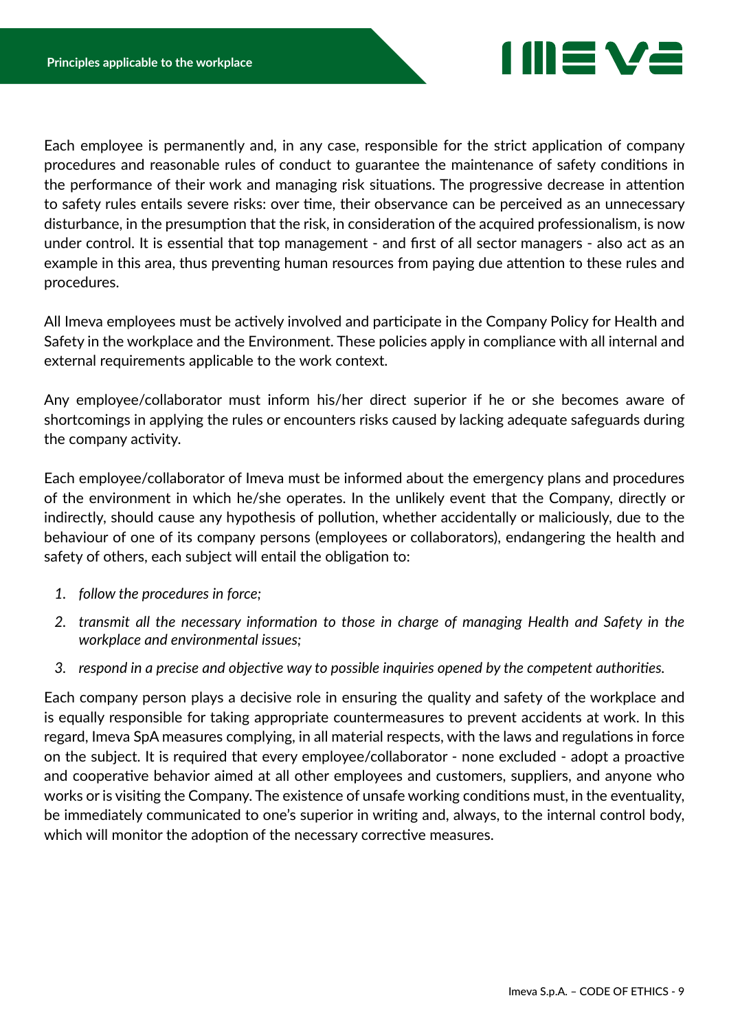Each employee is permanently and, in any case, responsible for the strict application of company procedures and reasonable rules of conduct to guarantee the maintenance of safety conditions in the performance of their work and managing risk situations. The progressive decrease in attention to safety rules entails severe risks: over time, their observance can be perceived as an unnecessary disturbance, in the presumption that the risk, in consideration of the acquired professionalism, is now under control. It is essential that top management - and first of all sector managers - also act as an example in this area, thus preventing human resources from paying due attention to these rules and procedures.

All Imeva employees must be actively involved and participate in the Company Policy for Health and Safety in the workplace and the Environment. These policies apply in compliance with all internal and external requirements applicable to the work context.

Any employee/collaborator must inform his/her direct superior if he or she becomes aware of shortcomings in applying the rules or encounters risks caused by lacking adequate safeguards during the company activity.

Each employee/collaborator of Imeva must be informed about the emergency plans and procedures of the environment in which he/she operates. In the unlikely event that the Company, directly or indirectly, should cause any hypothesis of pollution, whether accidentally or maliciously, due to the behaviour of one of its company persons (employees or collaborators), endangering the health and safety of others, each subject will entail the obligation to:

1. *follow the procedures in force;*
2. *transmit all the necessary information to those in charge of managing Health and Safety in the workplace and environmental issues;*
3. *respond in a precise and objective way to possible inquiries opened by the competent authorities.*

Each company person plays a decisive role in ensuring the quality and safety of the workplace and is equally responsible for taking appropriate countermeasures to prevent accidents at work. In this regard, Imeva SpA measures complying, in all material respects, with the laws and regulations in force on the subject. It is required that every employee/collaborator - none excluded - adopt a proactive and cooperative behavior aimed at all other employees and customers, suppliers, and anyone who works or is visiting the Company. The existence of unsafe working conditions must, in the eventuality, be immediately communicated to one's superior in writing and, always, to the internal control body, which will monitor the adoption of the necessary corrective measures.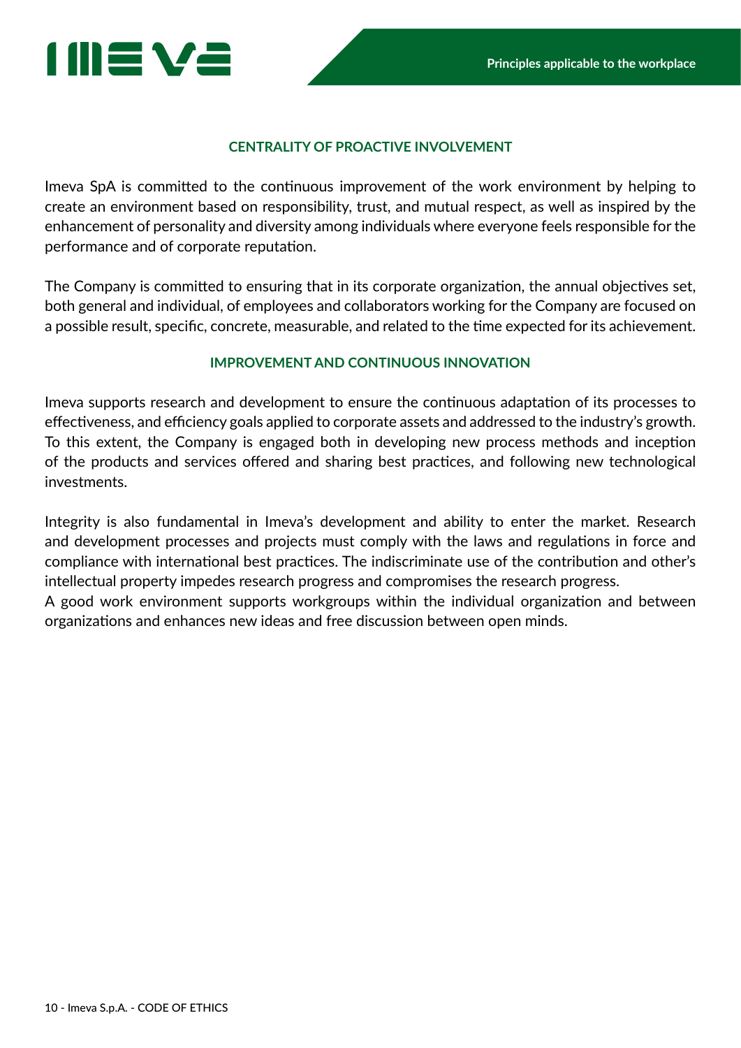### CENTRALITY OF PROACTIVE INVOLVEMENT

Imeva SpA is committed to the continuous improvement of the work environment by helping to create an environment based on responsibility, trust, and mutual respect, as well as inspired by the enhancement of personality and diversity among individuals where everyone feels responsible for the performance and of corporate reputation.

The Company is committed to ensuring that in its corporate organization, the annual objectives set, both general and individual, of employees and collaborators working for the Company are focused on a possible result, specific, concrete, measurable, and related to the time expected for its achievement.

### IMPROVEMENT AND CONTINUOUS INNOVATION

Imeva supports research and development to ensure the continuous adaptation of its processes to effectiveness, and efficiency goals applied to corporate assets and addressed to the industry's growth. To this extent, the Company is engaged both in developing new process methods and inception of the products and services offered and sharing best practices, and following new technological investments.

Integrity is also fundamental in Imeva's development and ability to enter the market. Research and development processes and projects must comply with the laws and regulations in force and compliance with international best practices. The indiscriminate use of the contribution and other's intellectual property impedes research progress and compromises the research progress.
A good work environment supports workgroups within the individual organization and between organizations and enhances new ideas and free discussion between open minds.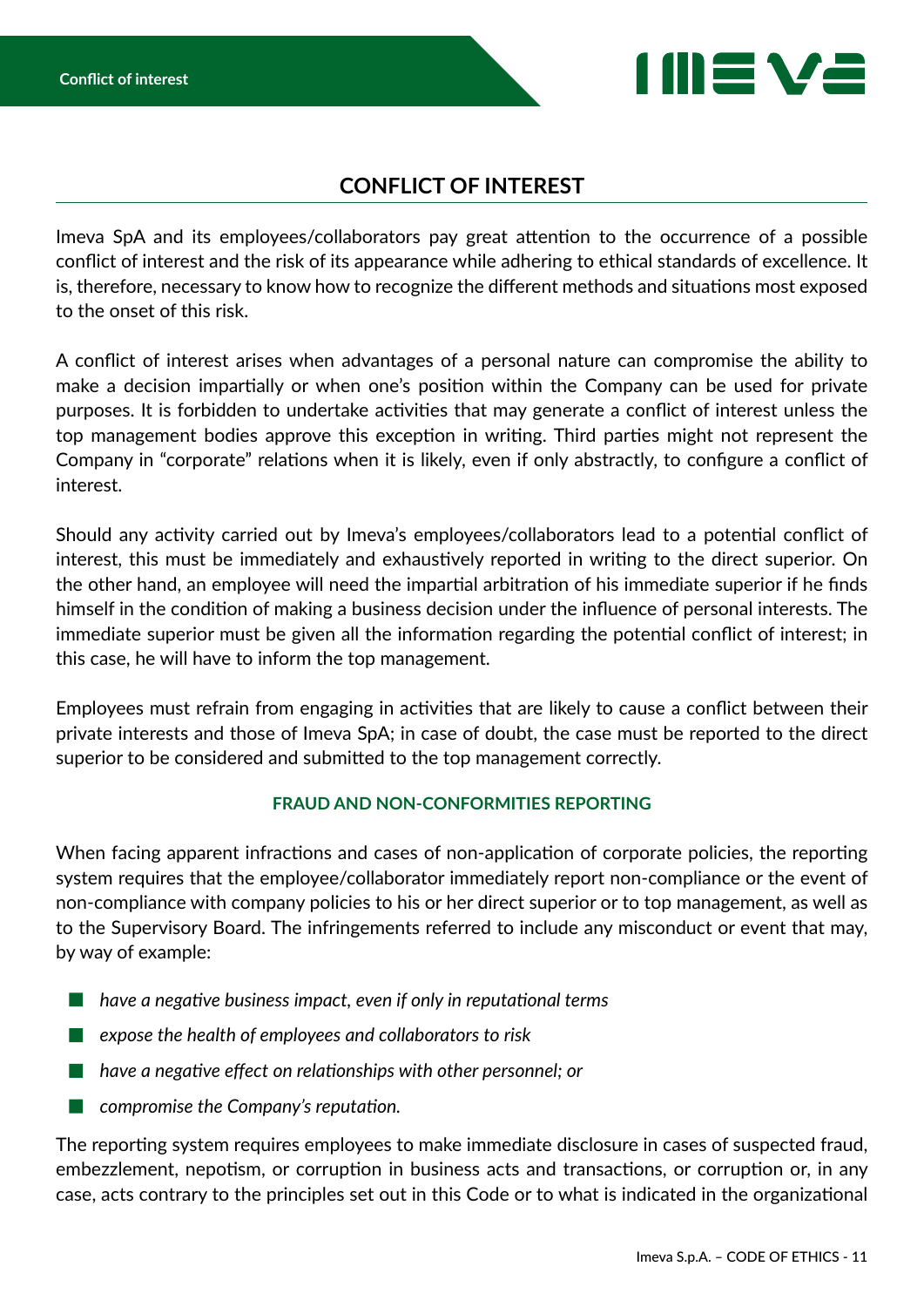## CONFLICT OF INTEREST

Imeva SpA and its employees/collaborators pay great attention to the occurrence of a possible conflict of interest and the risk of its appearance while adhering to ethical standards of excellence. It is, therefore, necessary to know how to recognize the different methods and situations most exposed to the onset of this risk.

A conflict of interest arises when advantages of a personal nature can compromise the ability to make a decision impartially or when one's position within the Company can be used for private purposes. It is forbidden to undertake activities that may generate a conflict of interest unless the top management bodies approve this exception in writing. Third parties might not represent the Company in "corporate" relations when it is likely, even if only abstractly, to configure a conflict of interest.

Should any activity carried out by Imeva's employees/collaborators lead to a potential conflict of interest, this must be immediately and exhaustively reported in writing to the direct superior. On the other hand, an employee will need the impartial arbitration of his immediate superior if he finds himself in the condition of making a business decision under the influence of personal interests. The immediate superior must be given all the information regarding the potential conflict of interest; in this case, he will have to inform the top management.

Employees must refrain from engaging in activities that are likely to cause a conflict between their private interests and those of Imeva SpA; in case of doubt, the case must be reported to the direct superior to be considered and submitted to the top management correctly.

### FRAUD AND NON-CONFORMITIES REPORTING

When facing apparent infractions and cases of non-application of corporate policies, the reporting system requires that the employee/collaborator immediately report non-compliance or the event of non-compliance with company policies to his or her direct superior or to top management, as well as to the Supervisory Board. The infringements referred to include any misconduct or event that may, by way of example:

- *have a negative business impact, even if only in reputational terms*
- *expose the health of employees and collaborators to risk*
- *have a negative effect on relationships with other personnel; or*
- *compromise the Company's reputation.*

The reporting system requires employees to make immediate disclosure in cases of suspected fraud, embezzlement, nepotism, or corruption in business acts and transactions, or corruption or, in any case, acts contrary to the principles set out in this Code or to what is indicated in the organizational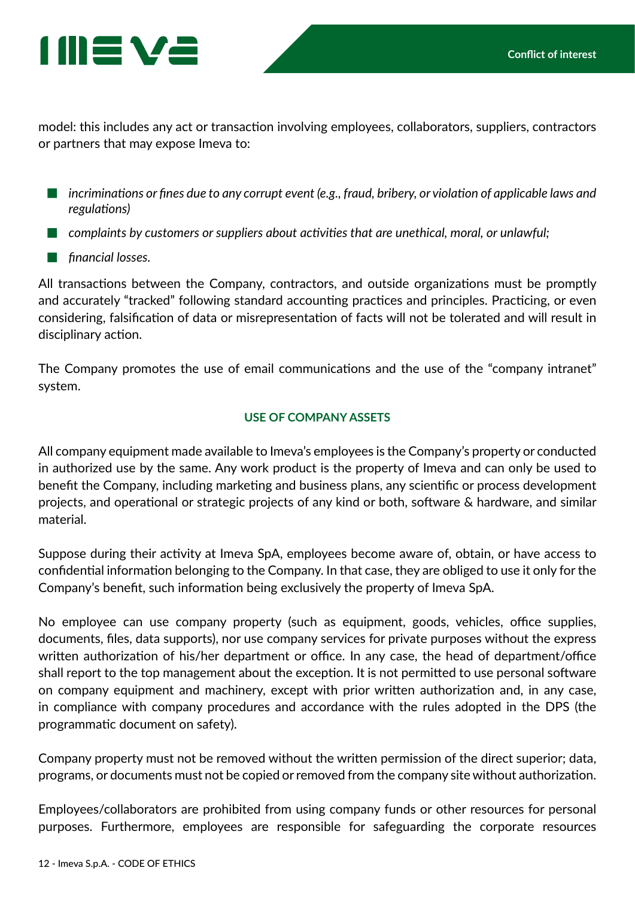model: this includes any act or transaction involving employees, collaborators, suppliers, contractors or partners that may expose Imeva to:

- *incriminations or fines due to any corrupt event (e.g., fraud, bribery, or violation of applicable laws and regulations)*
- *complaints by customers or suppliers about activities that are unethical, moral, or unlawful;*
- *financial losses.*

All transactions between the Company, contractors, and outside organizations must be promptly and accurately "tracked" following standard accounting practices and principles. Practicing, or even considering, falsification of data or misrepresentation of facts will not be tolerated and will result in disciplinary action.

The Company promotes the use of email communications and the use of the "company intranet" system.

## USE OF COMPANY ASSETS

All company equipment made available to Imeva's employees is the Company's property or conducted in authorized use by the same. Any work product is the property of Imeva and can only be used to benefit the Company, including marketing and business plans, any scientific or process development projects, and operational or strategic projects of any kind or both, software & hardware, and similar material.

Suppose during their activity at Imeva SpA, employees become aware of, obtain, or have access to confidential information belonging to the Company. In that case, they are obliged to use it only for the Company's benefit, such information being exclusively the property of Imeva SpA.

No employee can use company property (such as equipment, goods, vehicles, office supplies, documents, files, data supports), nor use company services for private purposes without the express written authorization of his/her department or office. In any case, the head of department/office shall report to the top management about the exception. It is not permitted to use personal software on company equipment and machinery, except with prior written authorization and, in any case, in compliance with company procedures and accordance with the rules adopted in the DPS (the programmatic document on safety).

Company property must not be removed without the written permission of the direct superior; data, programs, or documents must not be copied or removed from the company site without authorization.

Employees/collaborators are prohibited from using company funds or other resources for personal purposes. Furthermore, employees are responsible for safeguarding the corporate resources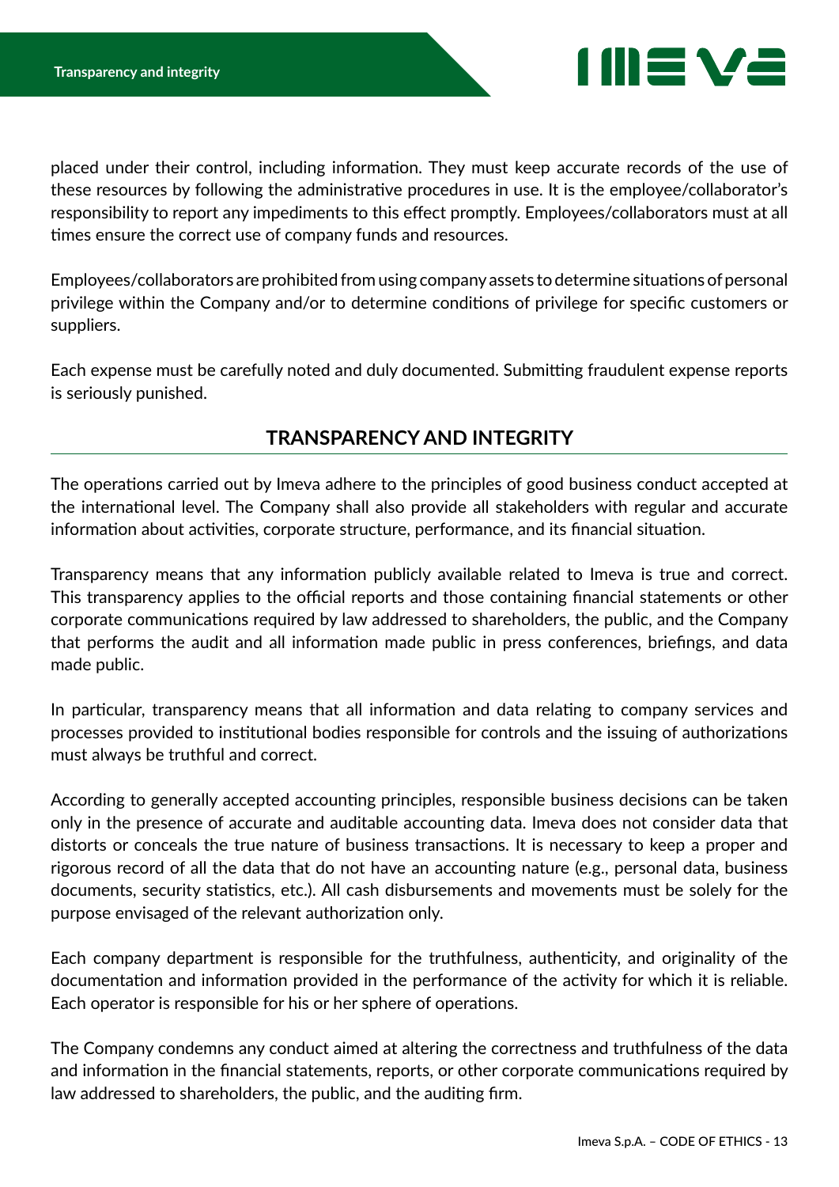placed under their control, including information. They must keep accurate records of the use of these resources by following the administrative procedures in use. It is the employee/collaborator's responsibility to report any impediments to this effect promptly. Employees/collaborators must at all times ensure the correct use of company funds and resources.

Employees/collaborators are prohibited from using company assets to determine situations of personal privilege within the Company and/or to determine conditions of privilege for specific customers or suppliers.

Each expense must be carefully noted and duly documented. Submitting fraudulent expense reports is seriously punished.

## TRANSPARENCY AND INTEGRITY

The operations carried out by Imeva adhere to the principles of good business conduct accepted at the international level. The Company shall also provide all stakeholders with regular and accurate information about activities, corporate structure, performance, and its financial situation.

Transparency means that any information publicly available related to Imeva is true and correct. This transparency applies to the official reports and those containing financial statements or other corporate communications required by law addressed to shareholders, the public, and the Company that performs the audit and all information made public in press conferences, briefings, and data made public.

In particular, transparency means that all information and data relating to company services and processes provided to institutional bodies responsible for controls and the issuing of authorizations must always be truthful and correct.

According to generally accepted accounting principles, responsible business decisions can be taken only in the presence of accurate and auditable accounting data. Imeva does not consider data that distorts or conceals the true nature of business transactions. It is necessary to keep a proper and rigorous record of all the data that do not have an accounting nature (e.g., personal data, business documents, security statistics, etc.). All cash disbursements and movements must be solely for the purpose envisaged of the relevant authorization only.

Each company department is responsible for the truthfulness, authenticity, and originality of the documentation and information provided in the performance of the activity for which it is reliable. Each operator is responsible for his or her sphere of operations.

The Company condemns any conduct aimed at altering the correctness and truthfulness of the data and information in the financial statements, reports, or other corporate communications required by law addressed to shareholders, the public, and the auditing firm.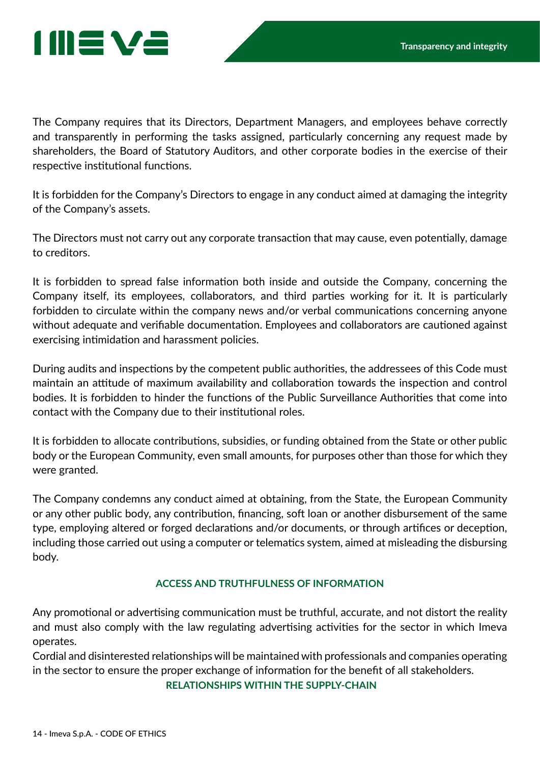The Company requires that its Directors, Department Managers, and employees behave correctly and transparently in performing the tasks assigned, particularly concerning any request made by shareholders, the Board of Statutory Auditors, and other corporate bodies in the exercise of their respective institutional functions.

It is forbidden for the Company's Directors to engage in any conduct aimed at damaging the integrity of the Company's assets.

The Directors must not carry out any corporate transaction that may cause, even potentially, damage to creditors.

It is forbidden to spread false information both inside and outside the Company, concerning the Company itself, its employees, collaborators, and third parties working for it. It is particularly forbidden to circulate within the company news and/or verbal communications concerning anyone without adequate and verifiable documentation. Employees and collaborators are cautioned against exercising intimidation and harassment policies.

During audits and inspections by the competent public authorities, the addressees of this Code must maintain an attitude of maximum availability and collaboration towards the inspection and control bodies. It is forbidden to hinder the functions of the Public Surveillance Authorities that come into contact with the Company due to their institutional roles.

It is forbidden to allocate contributions, subsidies, or funding obtained from the State or other public body or the European Community, even small amounts, for purposes other than those for which they were granted.

The Company condemns any conduct aimed at obtaining, from the State, the European Community or any other public body, any contribution, financing, soft loan or another disbursement of the same type, employing altered or forged declarations and/or documents, or through artifices or deception, including those carried out using a computer or telematics system, aimed at misleading the disbursing body.

## ACCESS AND TRUTHFULNESS OF INFORMATION

Any promotional or advertising communication must be truthful, accurate, and not distort the reality and must also comply with the law regulating advertising activities for the sector in which Imeva operates.

Cordial and disinterested relationships will be maintained with professionals and companies operating in the sector to ensure the proper exchange of information for the benefit of all stakeholders.

## RELATIONSHIPS WITHIN THE SUPPLY-CHAIN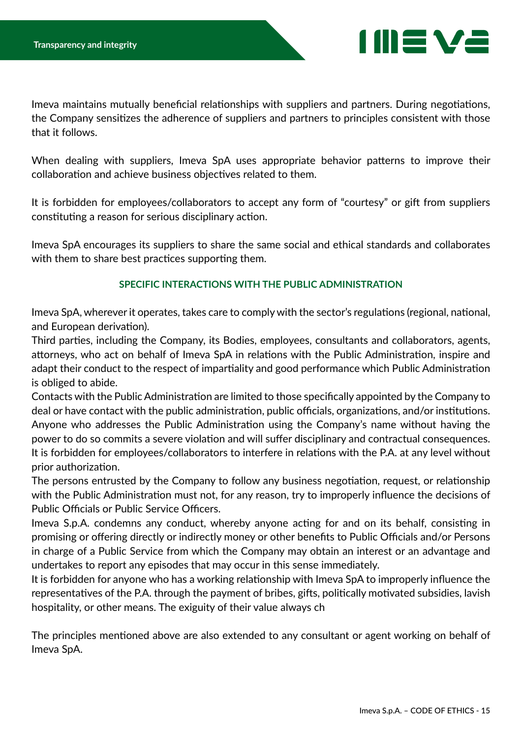Imeva maintains mutually beneficial relationships with suppliers and partners. During negotiations, the Company sensitizes the adherence of suppliers and partners to principles consistent with those that it follows.

When dealing with suppliers, Imeva SpA uses appropriate behavior patterns to improve their collaboration and achieve business objectives related to them.

It is forbidden for employees/collaborators to accept any form of "courtesy" or gift from suppliers constituting a reason for serious disciplinary action.

Imeva SpA encourages its suppliers to share the same social and ethical standards and collaborates with them to share best practices supporting them.

### SPECIFIC INTERACTIONS WITH THE PUBLIC ADMINISTRATION

Imeva SpA, wherever it operates, takes care to comply with the sector's regulations (regional, national, and European derivation).
Third parties, including the Company, its Bodies, employees, consultants and collaborators, agents, attorneys, who act on behalf of Imeva SpA in relations with the Public Administration, inspire and adapt their conduct to the respect of impartiality and good performance which Public Administration is obliged to abide.
Contacts with the Public Administration are limited to those specifically appointed by the Company to deal or have contact with the public administration, public officials, organizations, and/or institutions.
Anyone who addresses the Public Administration using the Company's name without having the power to do so commits a severe violation and will suffer disciplinary and contractual consequences.
It is forbidden for employees/collaborators to interfere in relations with the P.A. at any level without prior authorization.
The persons entrusted by the Company to follow any business negotiation, request, or relationship with the Public Administration must not, for any reason, try to improperly influence the decisions of Public Officials or Public Service Officers.
Imeva S.p.A. condemns any conduct, whereby anyone acting for and on its behalf, consisting in promising or offering directly or indirectly money or other benefits to Public Officials and/or Persons in charge of a Public Service from which the Company may obtain an interest or an advantage and undertakes to report any episodes that may occur in this sense immediately.
It is forbidden for anyone who has a working relationship with Imeva SpA to improperly influence the representatives of the P.A. through the payment of bribes, gifts, politically motivated subsidies, lavish hospitality, or other means. The exiguity of their value always ch

The principles mentioned above are also extended to any consultant or agent working on behalf of Imeva SpA.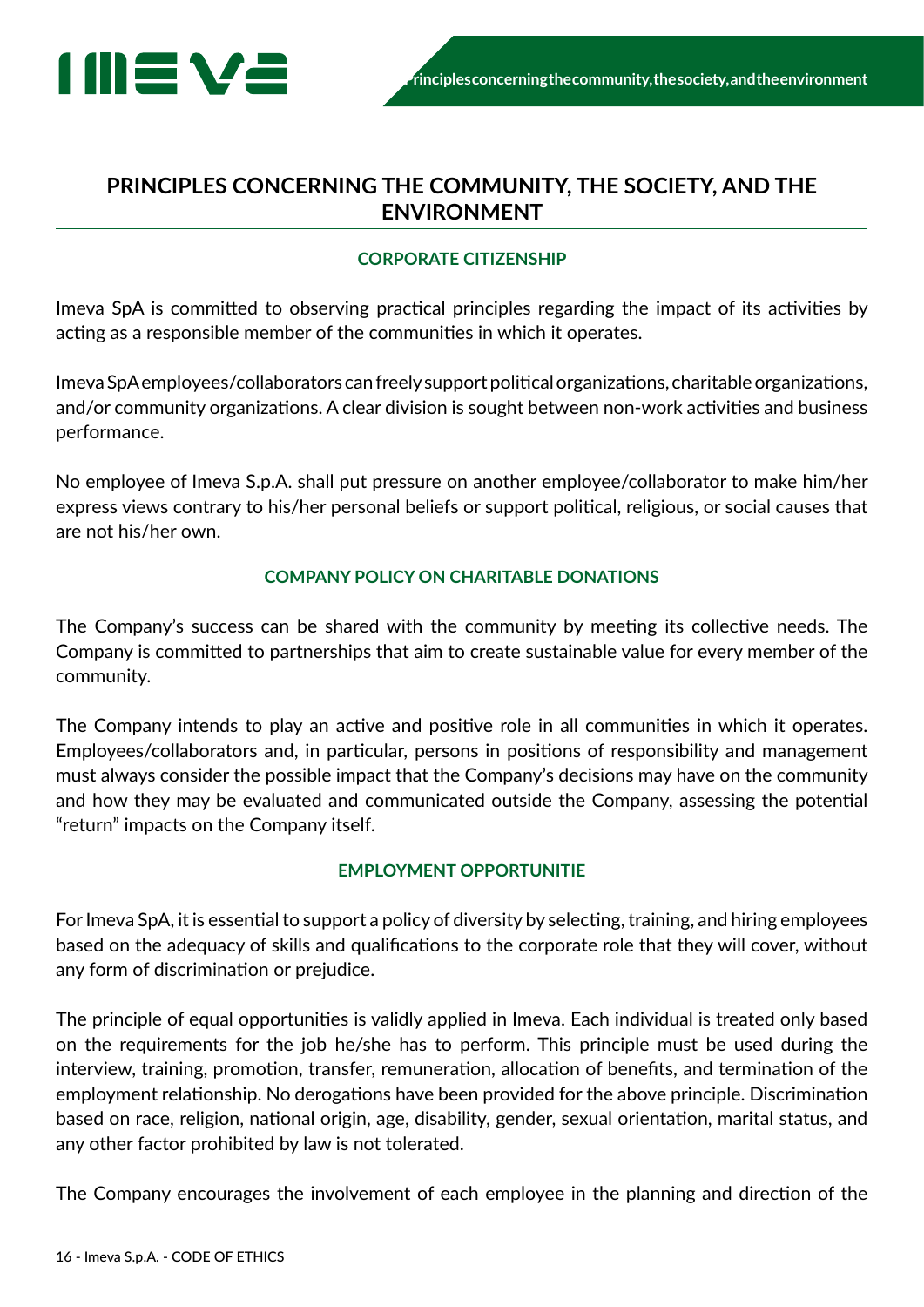# PRINCIPLES CONCERNING THE COMMUNITY, THE SOCIETY, AND THE ENVIRONMENT

## CORPORATE CITIZENSHIP

Imeva SpA is committed to observing practical principles regarding the impact of its activities by acting as a responsible member of the communities in which it operates.

Imeva SpA employees/collaborators can freely support political organizations, charitable organizations, and/or community organizations. A clear division is sought between non-work activities and business performance.

No employee of Imeva S.p.A. shall put pressure on another employee/collaborator to make him/her express views contrary to his/her personal beliefs or support political, religious, or social causes that are not his/her own.

## COMPANY POLICY ON CHARITABLE DONATIONS

The Company's success can be shared with the community by meeting its collective needs. The Company is committed to partnerships that aim to create sustainable value for every member of the community.

The Company intends to play an active and positive role in all communities in which it operates. Employees/collaborators and, in particular, persons in positions of responsibility and management must always consider the possible impact that the Company's decisions may have on the community and how they may be evaluated and communicated outside the Company, assessing the potential "return" impacts on the Company itself.

## EMPLOYMENT OPPORTUNITIE

For Imeva SpA, it is essential to support a policy of diversity by selecting, training, and hiring employees based on the adequacy of skills and qualifications to the corporate role that they will cover, without any form of discrimination or prejudice.

The principle of equal opportunities is validly applied in Imeva. Each individual is treated only based on the requirements for the job he/she has to perform. This principle must be used during the interview, training, promotion, transfer, remuneration, allocation of benefits, and termination of the employment relationship. No derogations have been provided for the above principle. Discrimination based on race, religion, national origin, age, disability, gender, sexual orientation, marital status, and any other factor prohibited by law is not tolerated.

The Company encourages the involvement of each employee in the planning and direction of the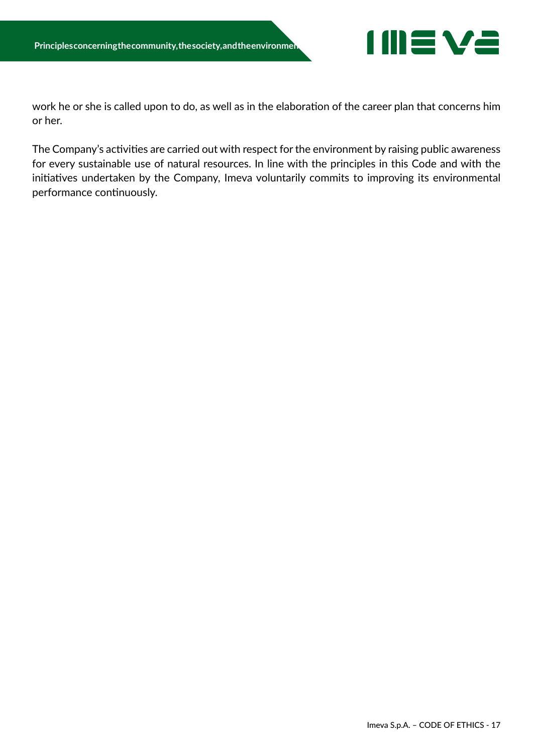work he or she is called upon to do, as well as in the elaboration of the career plan that concerns him or her.

The Company's activities are carried out with respect for the environment by raising public awareness for every sustainable use of natural resources. In line with the principles in this Code and with the initiatives undertaken by the Company, Imeva voluntarily commits to improving its environmental performance continuously.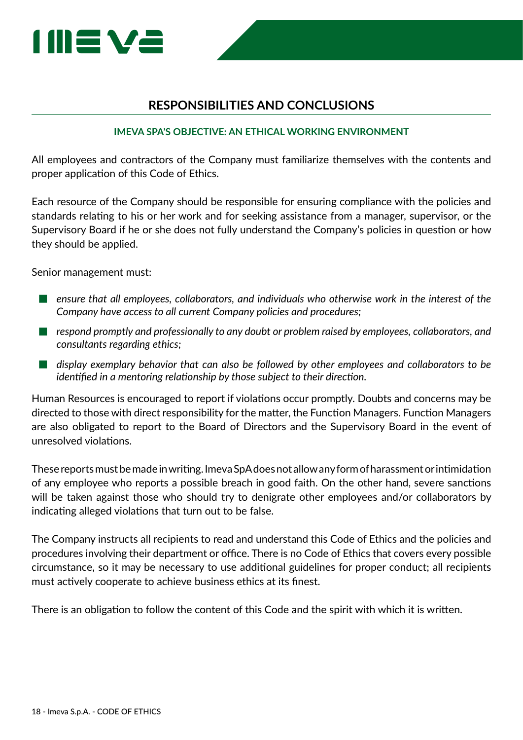## RESPONSIBILITIES AND CONCLUSIONS

### IMEVA SPA'S OBJECTIVE: AN ETHICAL WORKING ENVIRONMENT

All employees and contractors of the Company must familiarize themselves with the contents and proper application of this Code of Ethics.

Each resource of the Company should be responsible for ensuring compliance with the policies and standards relating to his or her work and for seeking assistance from a manager, supervisor, or the Supervisory Board if he or she does not fully understand the Company's policies in question or how they should be applied.

Senior management must:

- *ensure that all employees, collaborators, and individuals who otherwise work in the interest of the Company have access to all current Company policies and procedures;*
- *respond promptly and professionally to any doubt or problem raised by employees, collaborators, and consultants regarding ethics;*
- *display exemplary behavior that can also be followed by other employees and collaborators to be identified in a mentoring relationship by those subject to their direction.*

Human Resources is encouraged to report if violations occur promptly. Doubts and concerns may be directed to those with direct responsibility for the matter, the Function Managers. Function Managers are also obligated to report to the Board of Directors and the Supervisory Board in the event of unresolved violations.

These reports must be made in writing. Imeva SpA does not allow any form of harassment or intimidation of any employee who reports a possible breach in good faith. On the other hand, severe sanctions will be taken against those who should try to denigrate other employees and/or collaborators by indicating alleged violations that turn out to be false.

The Company instructs all recipients to read and understand this Code of Ethics and the policies and procedures involving their department or office. There is no Code of Ethics that covers every possible circumstance, so it may be necessary to use additional guidelines for proper conduct; all recipients must actively cooperate to achieve business ethics at its finest.

There is an obligation to follow the content of this Code and the spirit with which it is written.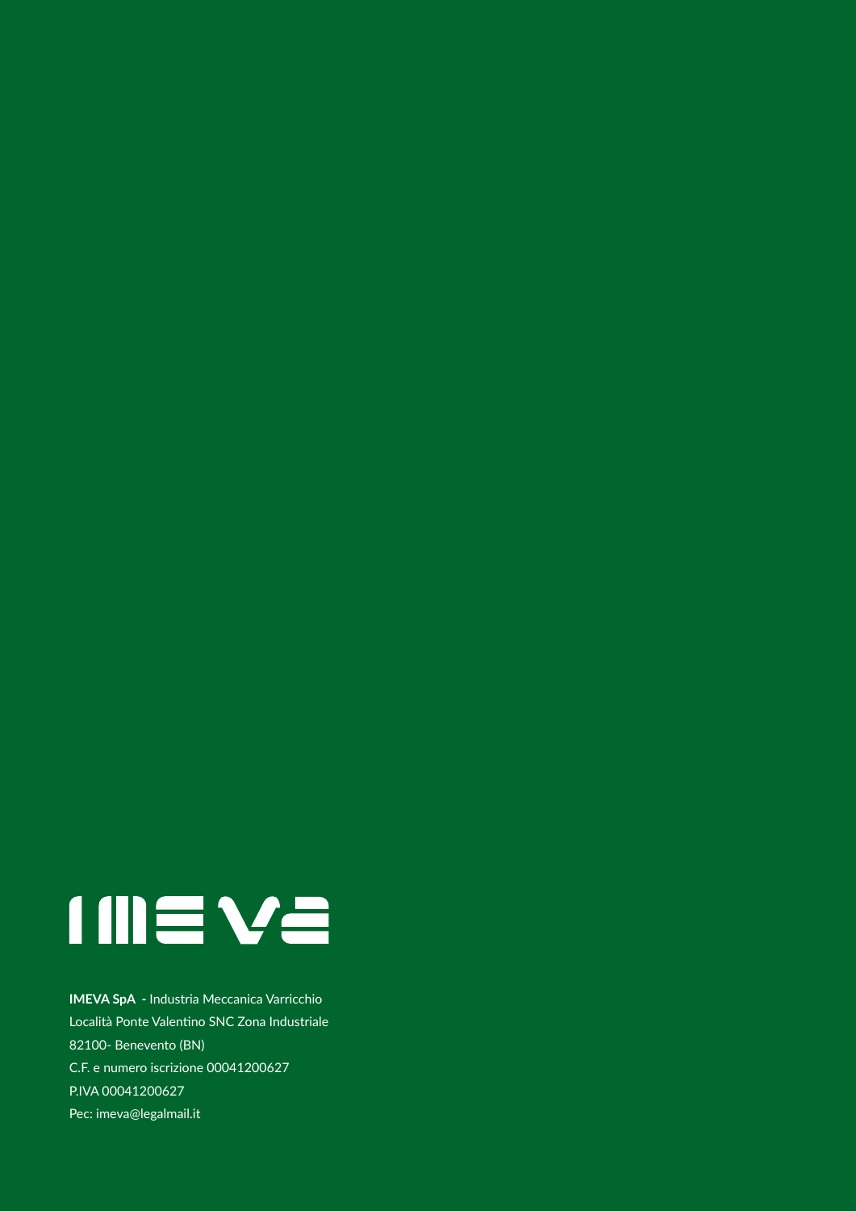IMEVA

**IMEVA SpA** - Industria Meccanica Varricchio
Località Ponte Valentino SNC Zona Industriale
82100- Benevento (BN)
C.F. e numero iscrizione 00041200627
P.IVA 00041200627
Pec: imeva@legalmail.it